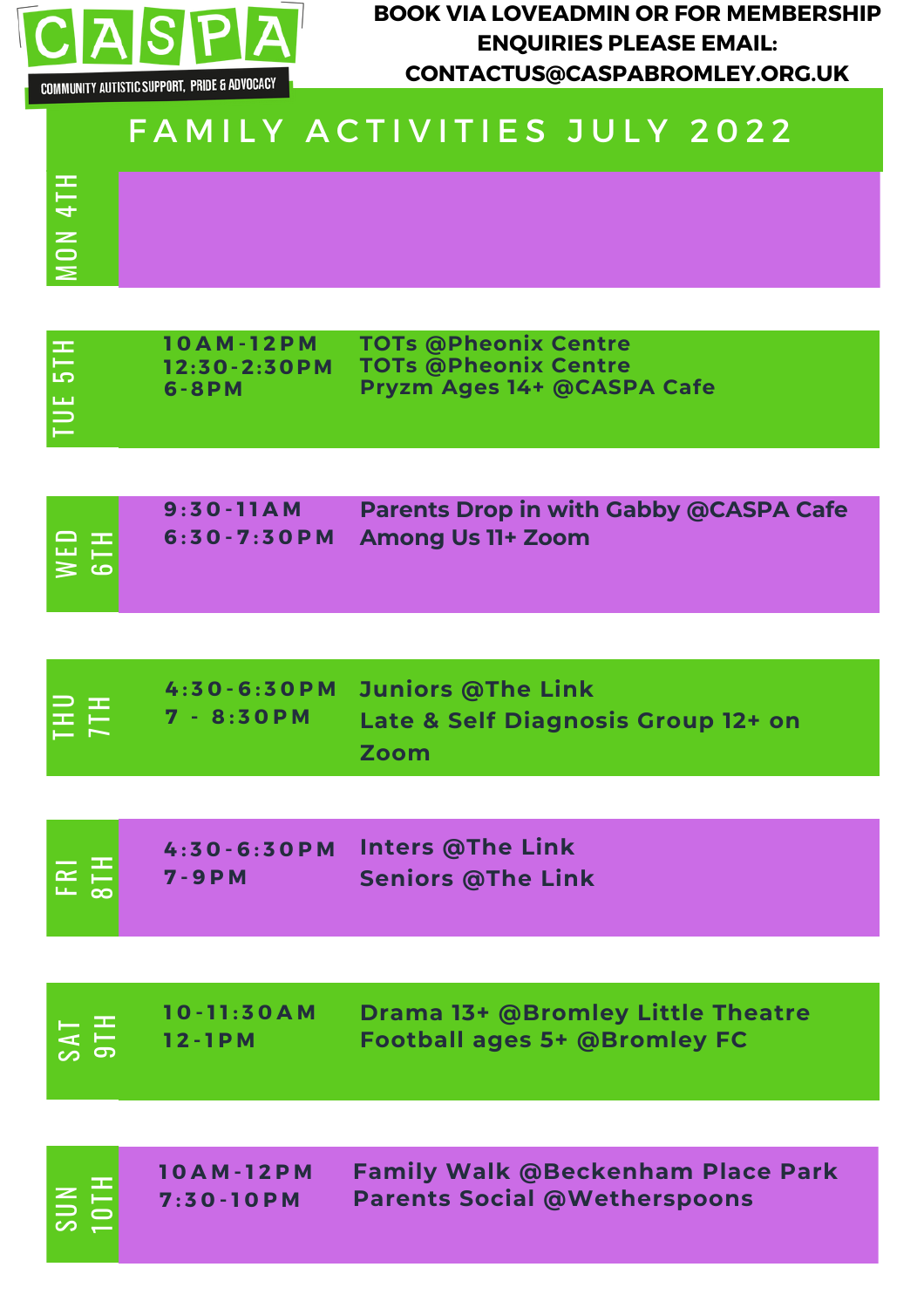CASPA

COMMUNITY AUTISTIC SUPPORT, PRIDE & ADVOCACY

**BOOK VIA LOVEADMIN OR FOR MEMBERSHIP ENQUIRIES PLEASE EMAIL: CONTACTUS@CASPABROMLEY.ORG.UK**

# FAMILY ACTIVITIES JULY 2022

| Day | Time | Activity |
| --- | --- | --- |
| MON 4TH | | |
| TUE 5TH | 10AM-12PM | TOTs @Pheonix Centre |
| | 12:30-2:30PM | TOTs @Pheonix Centre |
| | 6-8PM | Pryzm Ages 14+ @CASPA Cafe |
| WED 6TH | 9:30-11AM | Parents Drop in with Gabby @CASPA Cafe |
| | 6:30-7:30PM | Among Us 11+ Zoom |
| THU 7TH | 4:30-6:30PM | Juniors @The Link |
| | 7 - 8:30PM | Late & Self Diagnosis Group 12+ on Zoom |
| FRI 8TH | 4:30-6:30PM | Inters @The Link |
| | 7-9PM | Seniors @The Link |
| SAT 9TH | 10-11:30AM | Drama 13+ @Bromley Little Theatre |
| | 12-1PM | Football ages 5+ @Bromley FC |
| SUN 10TH | 10AM-12PM | Family Walk @Beckenham Place Park |
| | 7:30-10PM | Parents Social @Wetherspoons |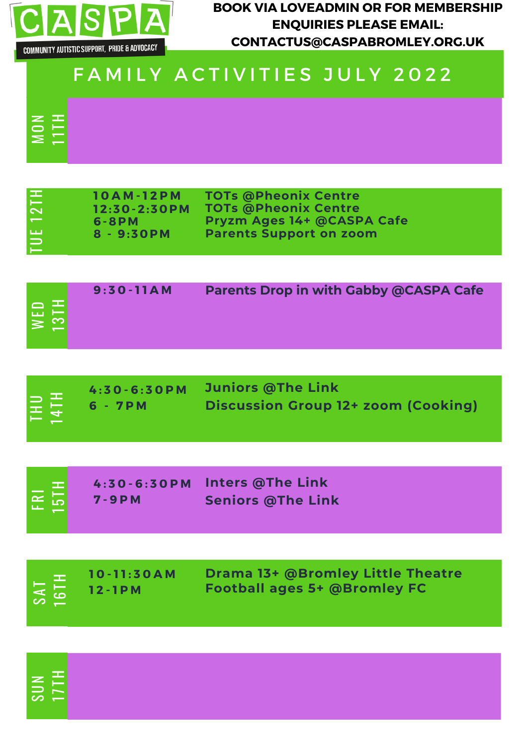# CASPA

COMMUNITY AUTISTIC SUPPORT, PRIDE & ADVOCACY

**BOOK VIA LOVEADMIN OR FOR MEMBERSHIP ENQUIRIES PLEASE EMAIL: CONTACTUS@CASPABROMLEY.ORG.UK**

## FAMILY ACTIVITIES JULY 2022

| Day | Time | Activity |
|---|---|---|
| MON 11TH | | |
| TUE 12TH | 10AM-12PM | TOTs @Pheonix Centre |
| | 12:30-2:30PM | TOTs @Pheonix Centre |
| | 6-8PM | Pryzm Ages 14+ @CASPA Cafe |
| | 8 - 9:30PM | Parents Support on zoom |
| WED 13TH | 9:30-11AM | Parents Drop in with Gabby @CASPA Cafe |
| THU 14TH | 4:30-6:30PM | Juniors @The Link |
| | 6 - 7PM | Discussion Group 12+ zoom (Cooking) |
| FRI 15TH | 4:30-6:30PM | Inters @The Link |
| | 7-9PM | Seniors @The Link |
| SAT 16TH | 10-11:30AM | Drama 13+ @Bromley Little Theatre |
| | 12-1PM | Football ages 5+ @Bromley FC |
| SUN 17TH | | |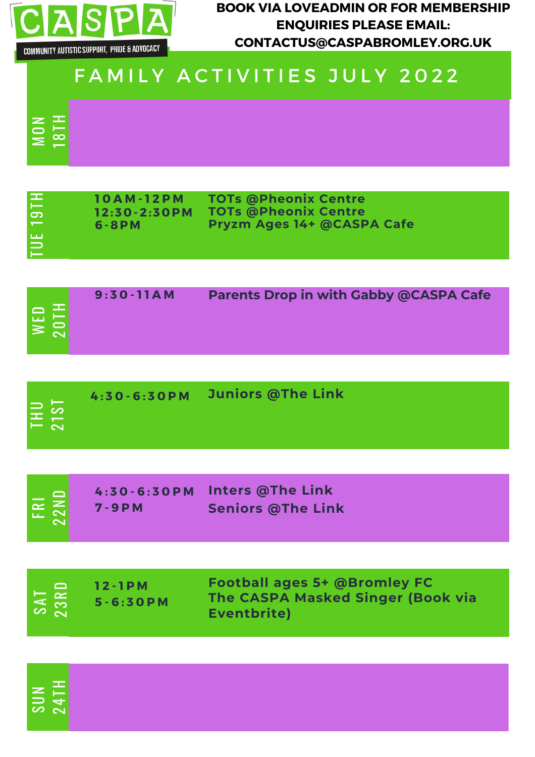CASPA

COMMUNITY AUTISTIC SUPPORT, PRIDE & ADVOCACY

**BOOK VIA LOVEADMIN OR FOR MEMBERSHIP ENQUIRIES PLEASE EMAIL: CONTACTUS@CASPABROMLEY.ORG.UK**

# FAMILY ACTIVITIES JULY 2022

| Day | Time | Activity |
|---|---|---|
| MON 18TH | | |
| TUE 19TH | 10AM-12PM | TOTs @Pheonix Centre |
| | 12:30-2:30PM | TOTs @Pheonix Centre |
| | 6-8PM | Pryzm Ages 14+ @CASPA Cafe |
| WED 20TH | 9:30-11AM | Parents Drop in with Gabby @CASPA Cafe |
| THU 21ST | 4:30-6:30PM | Juniors @The Link |
| FRI 22ND | 4:30-6:30PM | Inters @The Link |
| | 7-9PM | Seniors @The Link |
| SAT 23RD | 12-1PM | Football ages 5+ @Bromley FC |
| | 5-6:30PM | The CASPA Masked Singer (Book via Eventbrite) |
| SUN 24TH | | |